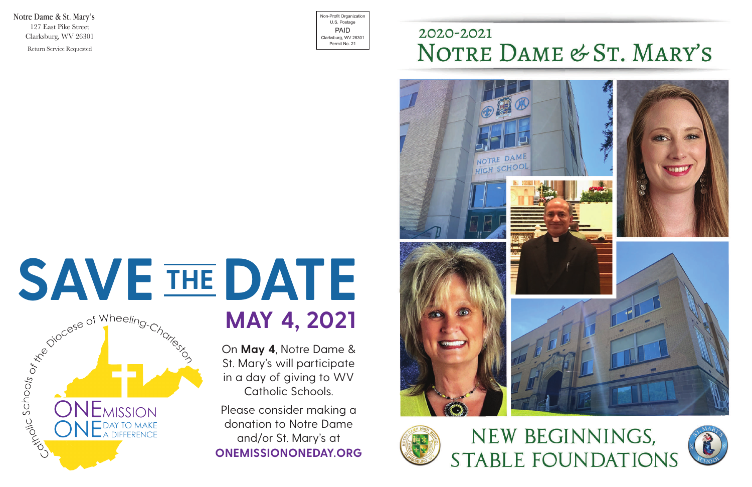Notre Dame & St. Mary's
127 East Pike Street
Clarksburg, WV 26301

Return Service Requested

Non-Profit Organization
U.S. Postage
PAID
Clarksburg, WV 26301
Permit No. 21

# SAVE THE DATE

## MAY 4, 2021

Catholic Schools of the Diocese of Wheeling-Charleston

ONE MISSION
ONE DAY TO MAKE A DIFFERENCE

On **May 4**, Notre Dame & St. Mary's will participate in a day of giving to WV Catholic Schools.

Please consider making a donation to Notre Dame and/or St. Mary's at **ONEMISSIONONEDAY.ORG**

2020-2021

# Notre Dame & St. Mary's

NOTRE DAME HIGH SCHOOL

## NEW BEGINNINGS, STABLE FOUNDATIONS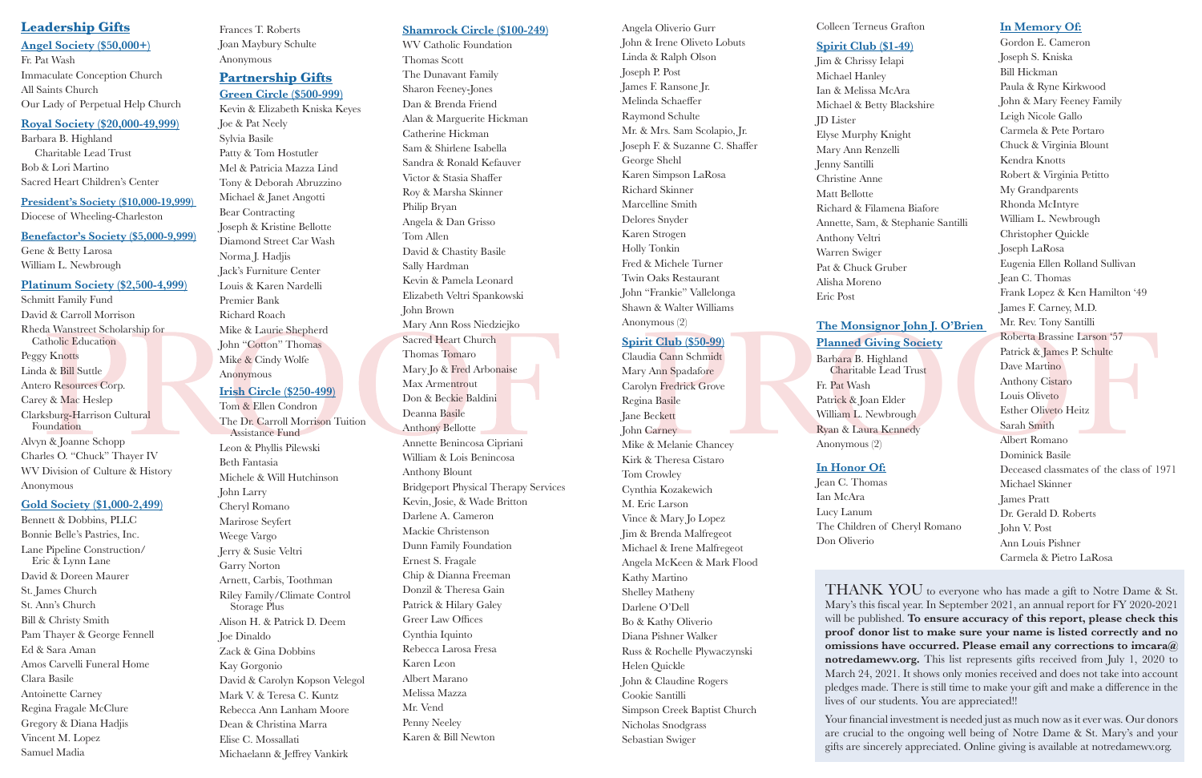## Leadership Gifts

### Angel Society ($50,000+)

Fr. Pat Wash
Immaculate Conception Church
All Saints Church
Our Lady of Perpetual Help Church

### Royal Society ($20,000-49,999)

Barbara B. Highland Charitable Lead Trust
Bob & Lori Martino
Sacred Heart Children's Center

### President's Society ($10,000-19,999)

Diocese of Wheeling-Charleston

### Benefactor's Society ($5,000-9,999)

Gene & Betty Larosa
William L. Newbrough

### Platinum Society ($2,500-4,999)

Schmitt Family Fund
David & Carroll Morrison
Rheda Wanstreet Scholarship for Catholic Education
Peggy Knotts
Linda & Bill Suttle
Antero Resources Corp.
Carey & Mac Heslep
Clarksburg-Harrison Cultural Foundation
Alvyn & Joanne Schopp
Charles O. "Chuck" Thayer IV
WV Division of Culture & History
Anonymous

### Gold Society ($1,000-2,499)

Bennett & Dobbins, PLLC
Bonnie Belle's Pastries, Inc.
Lane Pipeline Construction/ Eric & Lynn Lane
David & Doreen Maurer
St. James Church
St. Ann's Church
Bill & Christy Smith
Pam Thayer & George Fennell
Ed & Sara Aman
Amos Carvelli Funeral Home
Clara Basile
Antoinette Carney
Regina Fragale McClure
Gregory & Diana Hadjis
Vincent M. Lopez
Samuel Madia
Frances T. Roberts
Joan Maybury Schulte
Anonymous

## Partnership Gifts

### Green Circle ($500-999)

Kevin & Elizabeth Kniska Keyes
Joe & Pat Neely
Sylvia Basile
Patty & Tom Hostutler
Mel & Patricia Mazza Lind
Tony & Deborah Abruzzino
Michael & Janet Angotti
Bear Contracting
Joseph & Kristine Bellotte
Diamond Street Car Wash
Norma J. Hadjis
Jack's Furniture Center
Louis & Karen Nardelli
Premier Bank
Richard Roach
Mike & Laurie Shepherd
John "Cotton" Thomas
Mike & Cindy Wolfe
Anonymous

### Irish Circle ($250-499)

Tom & Ellen Condron
The Dr. Carroll Morrison Tuition Assistance Fund
Leon & Phyllis Pilewski
Beth Fantasia
Michele & Will Hutchinson
John Larry
Cheryl Romano
Marirose Seyfert
Weege Vargo
Jerry & Susie Veltri
Garry Norton
Arnett, Carbis, Toothman
Riley Family/Climate Control Storage Plus
Alison H. & Patrick D. Deem
Joe Dinaldo
Zack & Gina Dobbins
Kay Gorgonio
David & Carolyn Kopson Velegol
Mark V. & Teresa C. Kuntz
Rebecca Ann Lanham Moore
Dean & Christina Marra
Elise C. Mossallati
Michaelann & Jeffrey Vankirk

### Shamrock Circle ($100-249)

WV Catholic Foundation
Thomas Scott
The Dunavant Family
Sharon Feeney-Jones
Dan & Brenda Friend
Alan & Marguerite Hickman
Catherine Hickman
Sam & Shirlene Isabella
Sandra & Ronald Kefauver
Victor & Stasia Shaffer
Roy & Marsha Skinner
Philip Bryan
Angela & Dan Grisso
Tom Allen
David & Chastity Basile
Sally Hardman
Kevin & Pamela Leonard
Elizabeth Veltri Spankowski
John Brown
Mary Ann Ross Niedziejko
Sacred Heart Church
Thomas Tomaro
Mary Jo & Fred Arbonaise
Max Armentrout
Don & Beckie Baldini
Deanna Basile
Anthony Bellotte
Annette Benincosa Cipriani
William & Lois Benincosa
Anthony Blount
Bridgeport Physical Therapy Services
Kevin, Josie, & Wade Britton
Darlene A. Cameron
Mackie Christenson
Dunn Family Foundation
Ernest S. Fragale
Chip & Dianna Freeman
Donzil & Theresa Gain
Patrick & Hilary Galey
Greer Law Offices
Cynthia Iquinto
Rebecca Larosa Fresa
Karen Leon
Albert Marano
Melissa Mazza
Mr. Vend
Penny Neeley
Karen & Bill Newton
Angela Oliverio Gurr
John & Irene Oliveto Lobuts
Linda & Ralph Olson
Joseph P. Post
James F. Ransone Jr.
Melinda Schaeffer
Raymond Schulte
Mr. & Mrs. Sam Scolapio, Jr.
Joseph F. & Suzanne C. Shaffer
George Shehl
Karen Simpson LaRosa
Richard Skinner
Marcelline Smith
Delores Snyder
Karen Strogen
Holly Tonkin
Fred & Michele Turner
Twin Oaks Restaurant
John "Frankie" Vallelonga
Shawn & Walter Williams
Anonymous (2)

### Spirit Club ($50-99)

Claudia Cann Schmidt
Mary Ann Spadafore
Carolyn Fredrick Grove
Regina Basile
Jane Beckett
John Carney
Mike & Melanie Chancey
Kirk & Theresa Cistaro
Tom Crowley
Cynthia Kozakewich
M. Eric Larson
Vince & Mary Jo Lopez
Jim & Brenda Malfregeot
Michael & Irene Malfregeot
Angela McKeen & Mark Flood
Kathy Martino
Shelley Matheny
Darlene O'Dell
Bo & Kathy Oliverio
Diana Pishner Walker
Russ & Rochelle Plywaczynski
Helen Quickle
John & Claudine Rogers
Cookie Santilli
Simpson Creek Baptist Church
Nicholas Snodgrass
Sebastian Swiger
Colleen Terneus Grafton

### Spirit Club ($1-49)

Jim & Chrissy Ielapi
Michael Hanley
Ian & Melissa McAra
Michael & Betty Blackshire
JD Lister
Elyse Murphy Knight
Mary Ann Renzelli
Jenny Santilli
Christine Anne
Matt Bellotte
Richard & Filamena Biafore
Annette, Sam, & Stephanie Santilli
Anthony Veltri
Warren Swiger
Pat & Chuck Gruber
Alisha Moreno
Eric Post

### The Monsignor John J. O'Brien Planned Giving Society

Barbara B. Highland Charitable Lead Trust
Fr. Pat Wash
Patrick & Joan Elder
William L. Newbrough
Ryan & Laura Kennedy
Anonymous (2)

### In Honor Of:

Jean C. Thomas
Ian McAra
Lucy Lanum
The Children of Cheryl Romano
Don Oliverio

### In Memory Of:

Gordon E. Cameron
Joseph S. Kniska
Bill Hickman
Paula & Ryne Kirkwood
John & Mary Feeney Family
Leigh Nicole Gallo
Carmela & Pete Portaro
Chuck & Virginia Blount
Kendra Knotts
Robert & Virginia Petitto
My Grandparents
Rhonda McIntyre
William L. Newbrough
Christopher Quickle
Joseph LaRosa
Eugenia Ellen Rolland Sullivan
Jean C. Thomas
Frank Lopez & Ken Hamilton '49
James F. Carney, M.D.
Mr. Rev. Tony Santilli
Roberta Brassine Larson '57
Patrick & James P. Schulte
Dave Martino
Anthony Cistaro
Louis Oliveto
Esther Oliveto Heitz
Sarah Smith
Albert Romano
Dominick Basile
Deceased classmates of the class of 1971
Michael Skinner
James Pratt
Dr. Gerald D. Roberts
John V. Post
Ann Louis Pishner
Carmela & Pietro LaRosa

THANK YOU to everyone who has made a gift to Notre Dame & St. Mary's this fiscal year. In September 2021, an annual report for FY 2020-2021 will be published. **To ensure accuracy of this report, please check this proof donor list to make sure your name is listed correctly and no omissions have occurred. Please email any corrections to imcara@notredamewv.org.** This list represents gifts received from July 1, 2020 to March 24, 2021. It shows only monies received and does not take into account pledges made. There is still time to make your gift and make a difference in the lives of our students. You are appreciated!!

Your financial investment is needed just as much now as it ever was. Our donors are crucial to the ongoing well being of Notre Dame & St. Mary's and your gifts are sincerely appreciated. Online giving is available at notredamewv.org.